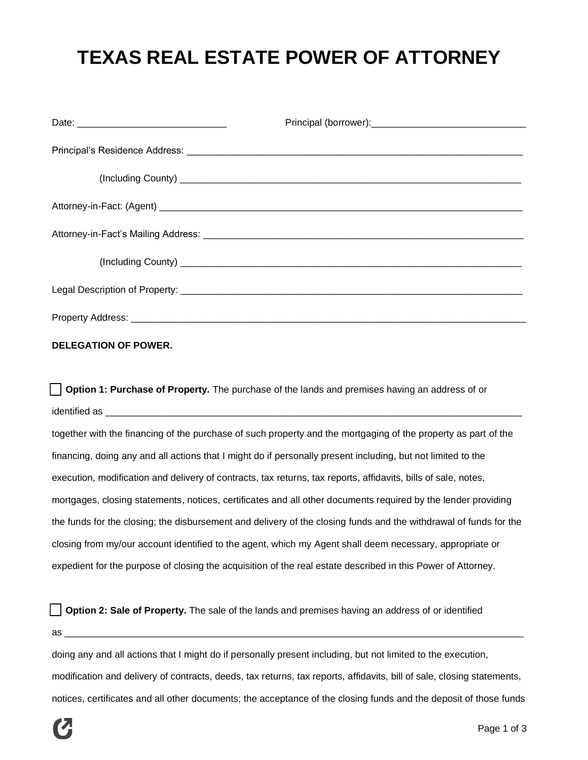# TEXAS REAL ESTATE POWER OF ATTORNEY

Date: ____________________________ Principal (borrower):_____________________________

Principal's Residence Address: _________________________________________________________________

(Including County) _________________________________________________________________

Attorney-in-Fact: (Agent) _____________________________________________________________________

Attorney-in-Fact's Mailing Address: ______________________________________________________________

(Including County) _________________________________________________________________

Legal Description of Property: ___________________________________________________________________

Property Address: ______________________________________________________________________________

**DELEGATION OF POWER.**

☐ **Option 1: Purchase of Property.** The purchase of the lands and premises having an address of or identified as ________________________________________________________________________________ together with the financing of the purchase of such property and the mortgaging of the property as part of the financing, doing any and all actions that I might do if personally present including, but not limited to the execution, modification and delivery of contracts, tax returns, tax reports, affidavits, bills of sale, notes, mortgages, closing statements, notices, certificates and all other documents required by the lender providing the funds for the closing; the disbursement and delivery of the closing funds and the withdrawal of funds for the closing from my/our account identified to the agent, which my Agent shall deem necessary, appropriate or expedient for the purpose of closing the acquisition of the real estate described in this Power of Attorney.

☐ **Option 2: Sale of Property.** The sale of the lands and premises having an address of or identified as ____________________________________________________________________________________ doing any and all actions that I might do if personally present including, but not limited to the execution, modification and delivery of contracts, deeds, tax returns, tax reports, affidavits, bill of sale, closing statements, notices, certificates and all other documents; the acceptance of the closing funds and the deposit of those funds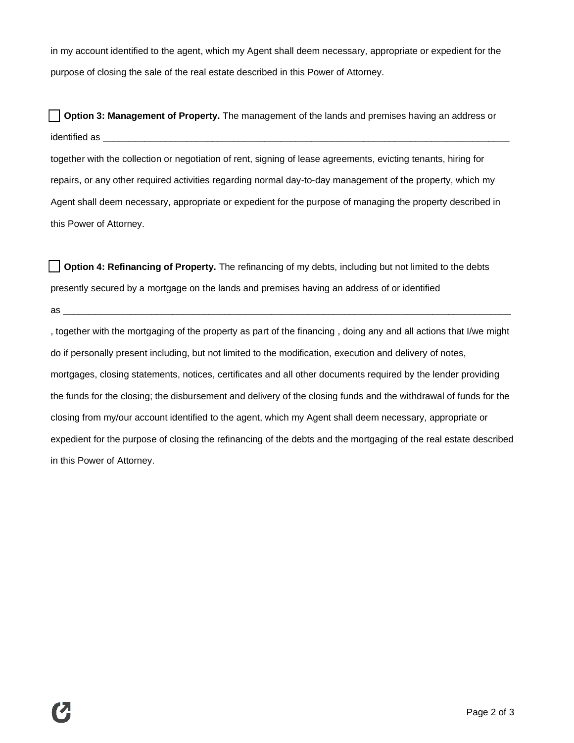in my account identified to the agent, which my Agent shall deem necessary, appropriate or expedient for the purpose of closing the sale of the real estate described in this Power of Attorney.

☐ **Option 3: Management of Property.** The management of the lands and premises having an address or identified as ______________________________________________________________________________

together with the collection or negotiation of rent, signing of lease agreements, evicting tenants, hiring for repairs, or any other required activities regarding normal day-to-day management of the property, which my Agent shall deem necessary, appropriate or expedient for the purpose of managing the property described in this Power of Attorney.

☐ **Option 4: Refinancing of Property.** The refinancing of my debts, including but not limited to the debts presently secured by a mortgage on the lands and premises having an address of or identified as ____________________________________________________________________________________

, together with the mortgaging of the property as part of the financing , doing any and all actions that I/we might do if personally present including, but not limited to the modification, execution and delivery of notes, mortgages, closing statements, notices, certificates and all other documents required by the lender providing the funds for the closing; the disbursement and delivery of the closing funds and the withdrawal of funds for the closing from my/our account identified to the agent, which my Agent shall deem necessary, appropriate or expedient for the purpose of closing the refinancing of the debts and the mortgaging of the real estate described in this Power of Attorney.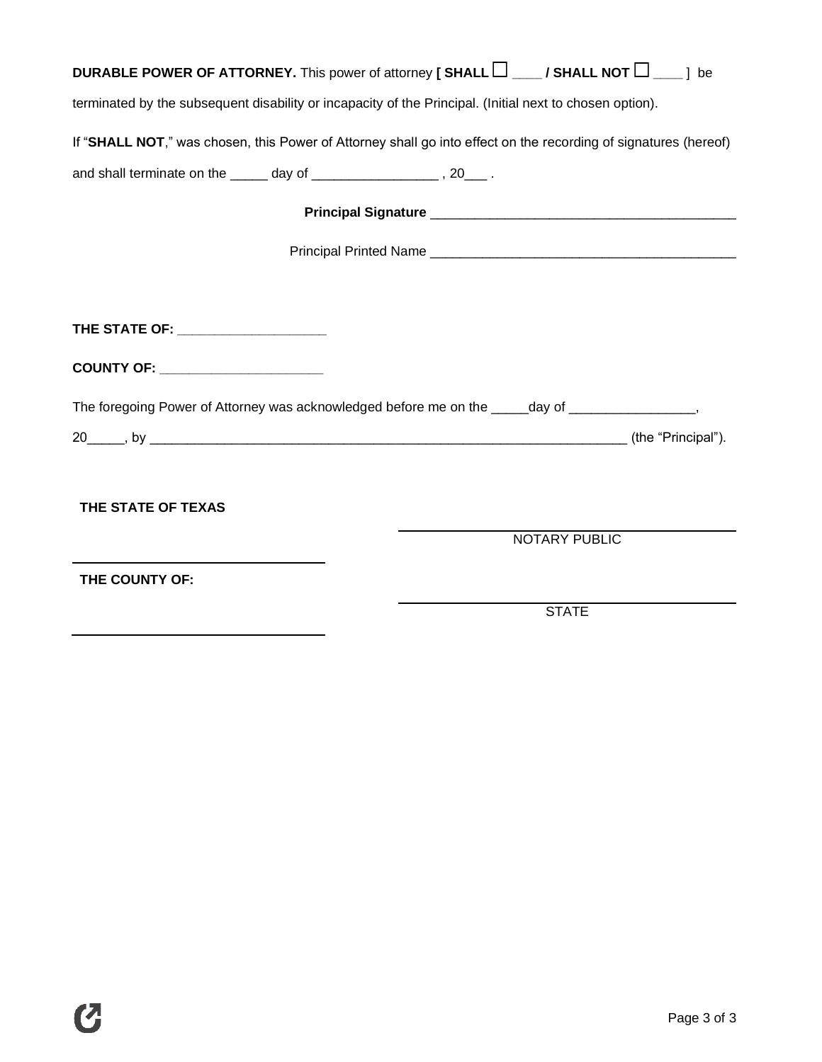**DURABLE POWER OF ATTORNEY.** This power of attorney **[ SHALL** ☐ ____ **/ SHALL NOT** ☐ ____ ] be terminated by the subsequent disability or incapacity of the Principal. (Initial next to chosen option).

If "**SHALL NOT**," was chosen, this Power of Attorney shall go into effect on the recording of signatures (hereof) and shall terminate on the _____ day of _________________ , 20___ .

**Principal Signature** __________________________________________

Principal Printed Name __________________________________________

**THE STATE OF:** ____________________

**COUNTY OF:** ______________________

The foregoing Power of Attorney was acknowledged before me on the _____day of _________________, 20_____, by ___________________________________________________________________ (the "Principal").

**THE STATE OF TEXAS**

______________________________

**THE COUNTY OF:**

______________________________

______________________________
NOTARY PUBLIC

______________________________
STATE